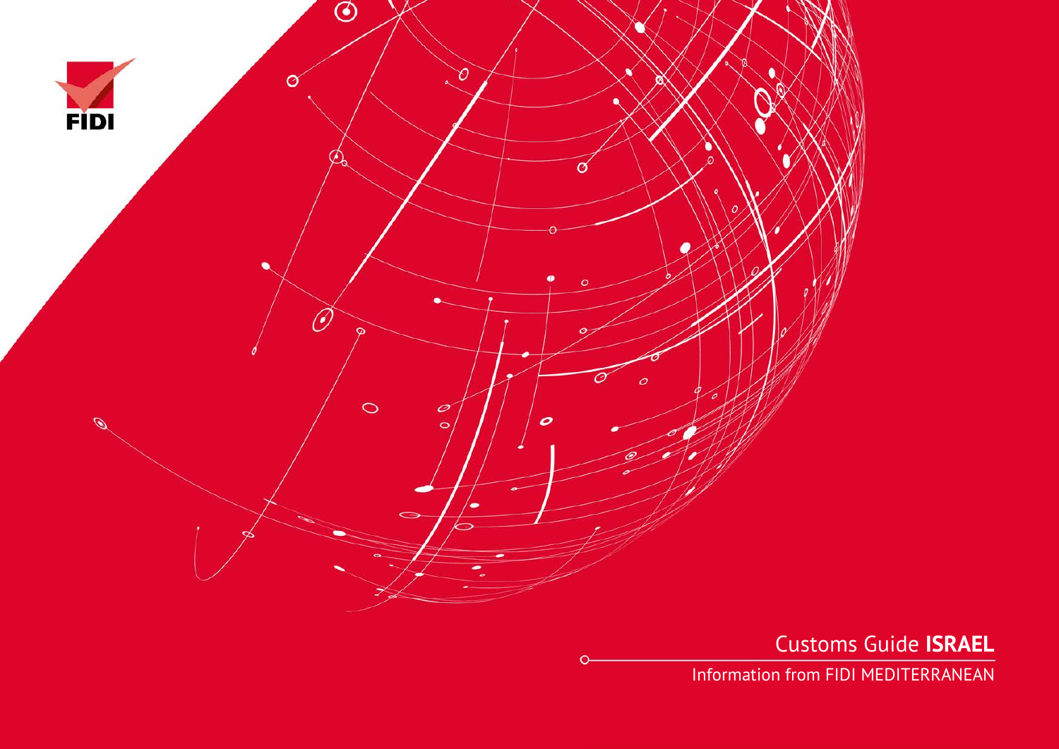FIDI

# Customs Guide **ISRAEL**

Information from FIDI MEDITERRANEAN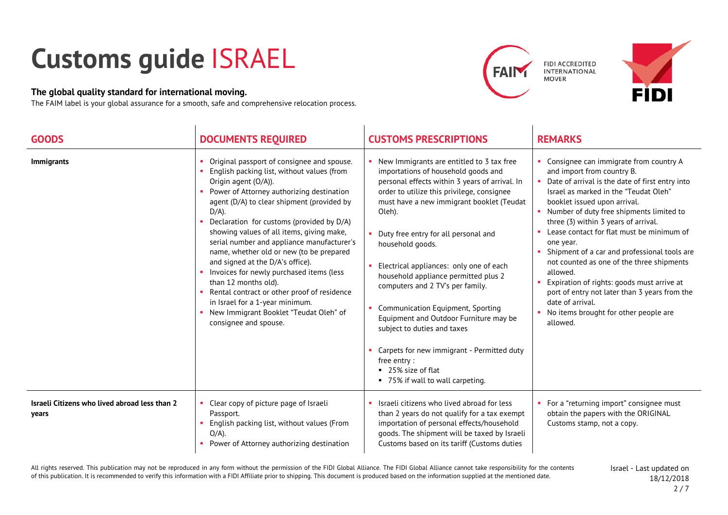# Customs guide ISRAEL

**The global quality standard for international moving.**
The FAIM label is your global assurance for a smooth, safe and comprehensive relocation process.

FIDI ACCREDITED INTERNATIONAL MOVER

| GOODS | DOCUMENTS REQUIRED | CUSTOMS PRESCRIPTIONS | REMARKS |
|---|---|---|---|
| **Immigrants** | • Original passport of consignee and spouse.<br>• English packing list, without values (from Origin agent (O/A)).<br>• Power of Attorney authorizing destination agent (D/A) to clear shipment (provided by D/A).<br>• Declaration for customs (provided by D/A) showing values of all items, giving make, serial number and appliance manufacturer's name, whether old or new (to be prepared and signed at the D/A's office).<br>• Invoices for newly purchased items (less than 12 months old).<br>• Rental contract or other proof of residence in Israel for a 1-year minimum.<br>• New Immigrant Booklet "Teudat Oleh" of consignee and spouse. | • New Immigrants are entitled to 3 tax free importations of household goods and personal effects within 3 years of arrival. In order to utilize this privilege, consignee must have a new immigrant booklet (Teudat Oleh).<br>• Duty free entry for all personal and household goods.<br>• Electrical appliances: only one of each household appliance permitted plus 2 computers and 2 TV's per family.<br>• Communication Equipment, Sporting Equipment and Outdoor Furniture may be subject to duties and taxes<br>• Carpets for new immigrant - Permitted duty free entry :<br>  ▪ 25% size of flat<br>  ▪ 75% if wall to wall carpeting. | • Consignee can immigrate from country A and import from country B.<br>• Date of arrival is the date of first entry into Israel as marked in the "Teudat Oleh" booklet issued upon arrival.<br>• Number of duty free shipments limited to three (3) within 3 years of arrival.<br>• Lease contact for flat must be minimum of one year.<br>• Shipment of a car and professional tools are not counted as one of the three shipments allowed.<br>• Expiration of rights: goods must arrive at port of entry not later than 3 years from the date of arrival.<br>• No items brought for other people are allowed. |
| **Israeli Citizens who lived abroad less than 2 years** | • Clear copy of picture page of Israeli Passport.<br>• English packing list, without values (From O/A).<br>• Power of Attorney authorizing destination | • Israeli citizens who lived abroad for less than 2 years do not qualify for a tax exempt importation of personal effects/household goods. The shipment will be taxed by Israeli Customs based on its tariff (Customs duties | • For a "returning import" consignee must obtain the papers with the ORIGINAL Customs stamp, not a copy. |

All rights reserved. This publication may not be reproduced in any form without the permission of the FIDI Global Alliance. The FIDI Global Alliance cannot take responsibility for the contents of this publication. It is recommended to verify this information with a FIDI Affiliate prior to shipping. This document is produced based on the information supplied at the mentioned date.

Israel - Last updated on 18/12/2018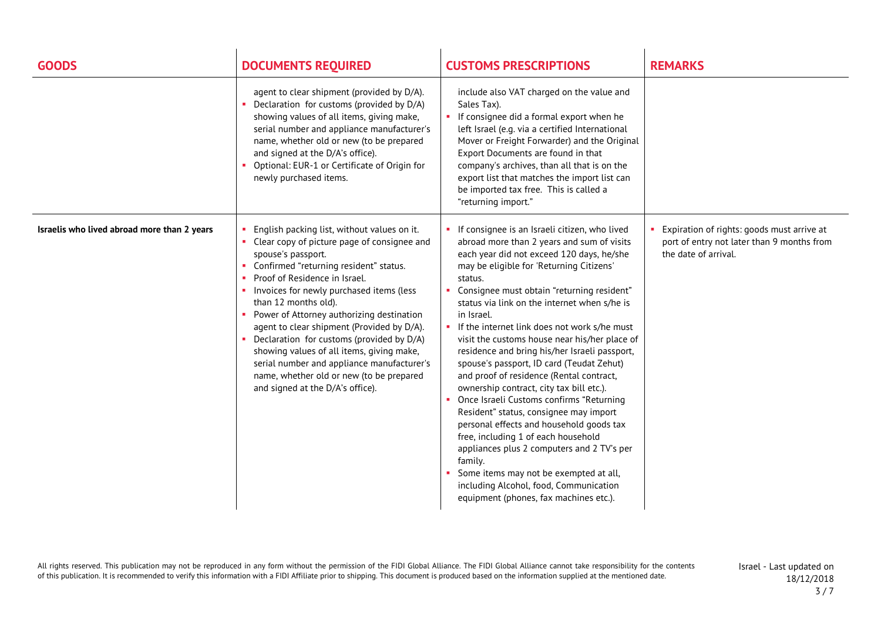| GOODS | DOCUMENTS REQUIRED | CUSTOMS PRESCRIPTIONS | REMARKS |
|---|---|---|---|
| | agent to clear shipment (provided by D/A).<br>▪ Declaration for customs (provided by D/A) showing values of all items, giving make, serial number and appliance manufacturer's name, whether old or new (to be prepared and signed at the D/A's office).<br>▪ Optional: EUR-1 or Certificate of Origin for newly purchased items. | include also VAT charged on the value and Sales Tax).<br>▪ If consignee did a formal export when he left Israel (e.g. via a certified International Mover or Freight Forwarder) and the Original Export Documents are found in that company's archives, than all that is on the export list that matches the import list can be imported tax free. This is called a "returning import." | |
| **Israelis who lived abroad more than 2 years** | ▪ English packing list, without values on it.<br>▪ Clear copy of picture page of consignee and spouse's passport.<br>▪ Confirmed "returning resident" status.<br>▪ Proof of Residence in Israel.<br>▪ Invoices for newly purchased items (less than 12 months old).<br>▪ Power of Attorney authorizing destination agent to clear shipment (Provided by D/A).<br>▪ Declaration for customs (provided by D/A) showing values of all items, giving make, serial number and appliance manufacturer's name, whether old or new (to be prepared and signed at the D/A's office). | ▪ If consignee is an Israeli citizen, who lived abroad more than 2 years and sum of visits each year did not exceed 120 days, he/she may be eligible for 'Returning Citizens' status.<br>▪ Consignee must obtain "returning resident" status via link on the internet when s/he is in Israel.<br>▪ If the internet link does not work s/he must visit the customs house near his/her place of residence and bring his/her Israeli passport, spouse's passport, ID card (Teudat Zehut) and proof of residence (Rental contract, ownership contract, city tax bill etc.).<br>▪ Once Israeli Customs confirms "Returning Resident" status, consignee may import personal effects and household goods tax free, including 1 of each household appliances plus 2 computers and 2 TV's per family.<br>▪ Some items may not be exempted at all, including Alcohol, food, Communication equipment (phones, fax machines etc.). | ▪ Expiration of rights: goods must arrive at port of entry not later than 9 months from the date of arrival. |

All rights reserved. This publication may not be reproduced in any form without the permission of the FIDI Global Alliance. The FIDI Global Alliance cannot take responsibility for the contents of this publication. It is recommended to verify this information with a FIDI Affiliate prior to shipping. This document is produced based on the information supplied at the mentioned date.

Israel - Last updated on 18/12/2018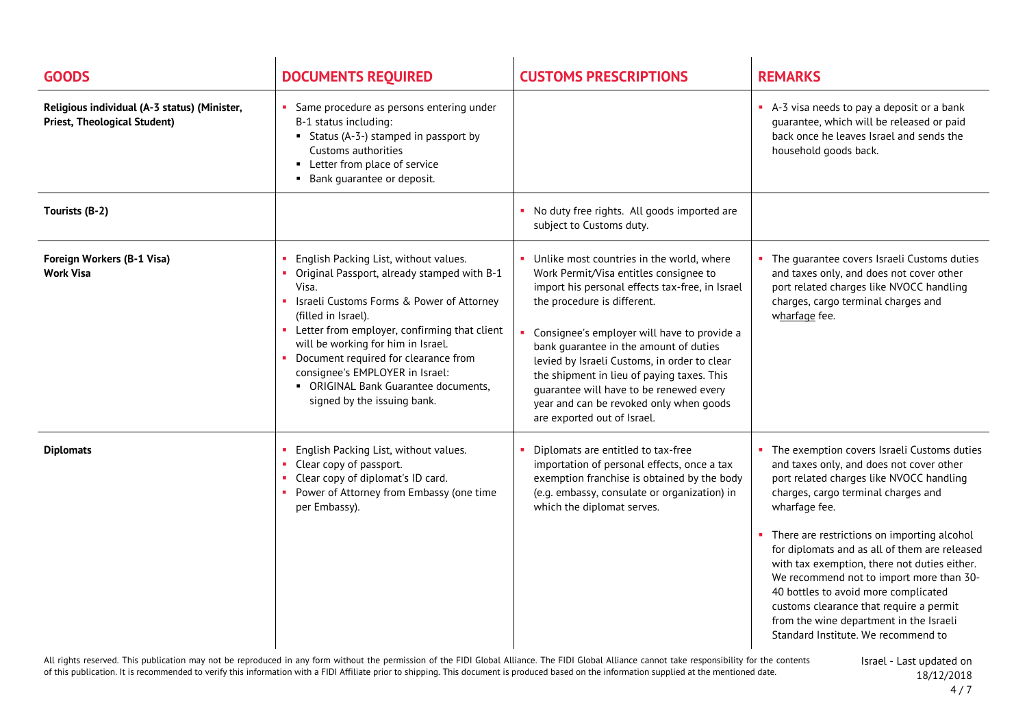| GOODS | DOCUMENTS REQUIRED | CUSTOMS PRESCRIPTIONS | REMARKS |
|---|---|---|---|
| **Religious individual (A-3 status) (Minister, Priest, Theological Student)** | • Same procedure as persons entering under B-1 status including:<br>▪ Status (A-3-) stamped in passport by Customs authorities<br>▪ Letter from place of service<br>▪ Bank guarantee or deposit. | | • A-3 visa needs to pay a deposit or a bank guarantee, which will be released or paid back once he leaves Israel and sends the household goods back. |
| **Tourists (B-2)** | | • No duty free rights. All goods imported are subject to Customs duty. | |
| **Foreign Workers (B-1 Visa)**<br>**Work Visa** | • English Packing List, without values.<br>• Original Passport, already stamped with B-1 Visa.<br>• Israeli Customs Forms & Power of Attorney (filled in Israel).<br>• Letter from employer, confirming that client will be working for him in Israel.<br>• Document required for clearance from consignee's EMPLOYER in Israel:<br>▪ ORIGINAL Bank Guarantee documents, signed by the issuing bank. | • Unlike most countries in the world, where Work Permit/Visa entitles consignee to import his personal effects tax-free, in Israel the procedure is different.<br><br>• Consignee's employer will have to provide a bank guarantee in the amount of duties levied by Israeli Customs, in order to clear the shipment in lieu of paying taxes. This guarantee will have to be renewed every year and can be revoked only when goods are exported out of Israel. | • The guarantee covers Israeli Customs duties and taxes only, and does not cover other port related charges like NVOCC handling charges, cargo terminal charges and wharfage fee. |
| **Diplomats** | • English Packing List, without values.<br>• Clear copy of passport.<br>• Clear copy of diplomat's ID card.<br>• Power of Attorney from Embassy (one time per Embassy). | • Diplomats are entitled to tax-free importation of personal effects, once a tax exemption franchise is obtained by the body (e.g. embassy, consulate or organization) in which the diplomat serves. | • The exemption covers Israeli Customs duties and taxes only, and does not cover other port related charges like NVOCC handling charges, cargo terminal charges and wharfage fee.<br><br>• There are restrictions on importing alcohol for diplomats and as all of them are released with tax exemption, there not duties either. We recommend not to import more than 30-40 bottles to avoid more complicated customs clearance that require a permit from the wine department in the Israeli Standard Institute. We recommend to |

All rights reserved. This publication may not be reproduced in any form without the permission of the FIDI Global Alliance. The FIDI Global Alliance cannot take responsibility for the contents of this publication. It is recommended to verify this information with a FIDI Affiliate prior to shipping. This document is produced based on the information supplied at the mentioned date.

Israel - Last updated on 18/12/2018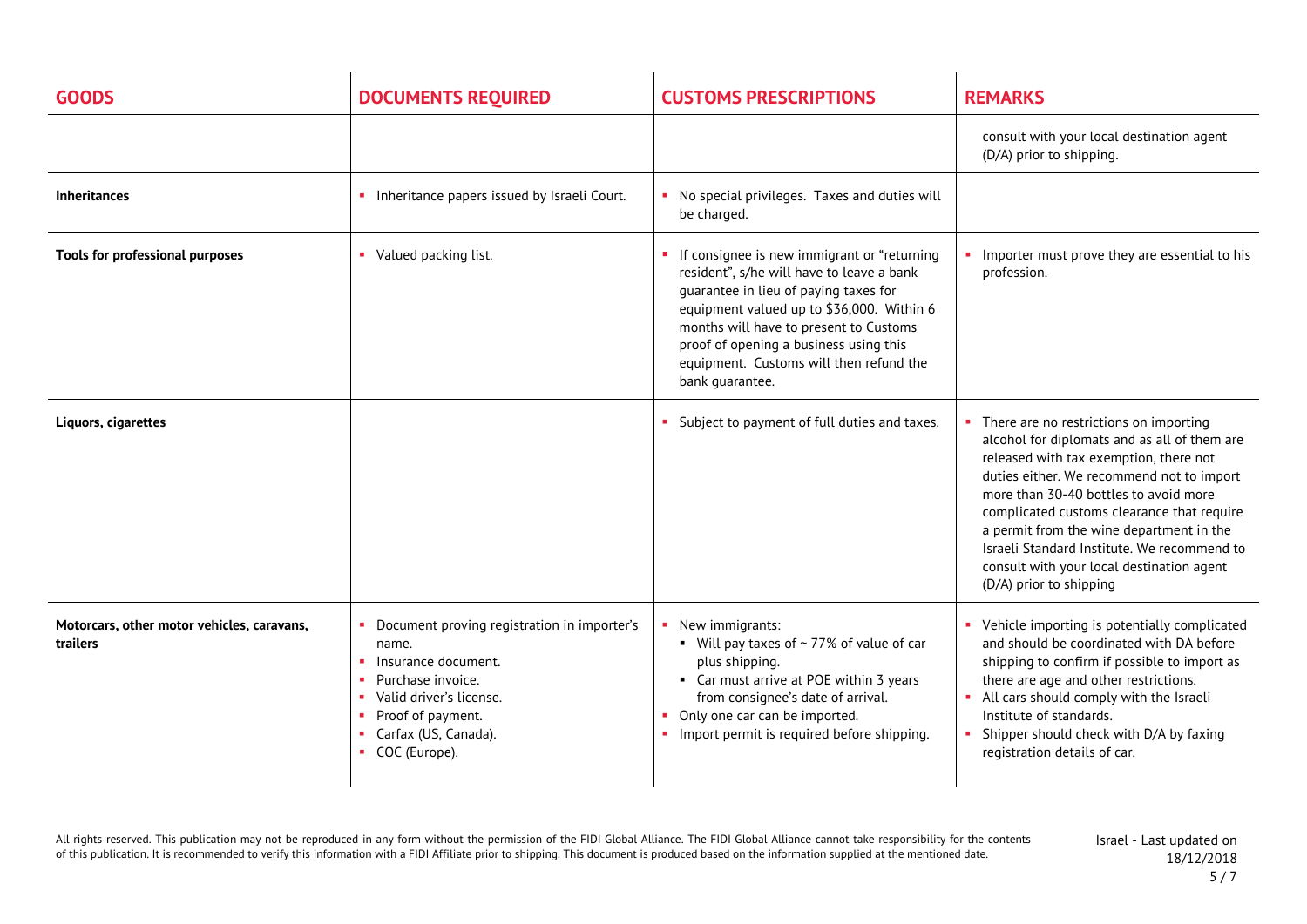| GOODS | DOCUMENTS REQUIRED | CUSTOMS PRESCRIPTIONS | REMARKS |
|---|---|---|---|
| | | | consult with your local destination agent (D/A) prior to shipping. |
| **Inheritances** | ▪ Inheritance papers issued by Israeli Court. | ▪ No special privileges. Taxes and duties will be charged. | |
| **Tools for professional purposes** | ▪ Valued packing list. | ▪ If consignee is new immigrant or "returning resident", s/he will have to leave a bank guarantee in lieu of paying taxes for equipment valued up to \$36,000. Within 6 months will have to present to Customs proof of opening a business using this equipment. Customs will then refund the bank guarantee. | ▪ Importer must prove they are essential to his profession. |
| **Liquors, cigarettes** | | ▪ Subject to payment of full duties and taxes. | ▪ There are no restrictions on importing alcohol for diplomats and as all of them are released with tax exemption, there not duties either. We recommend not to import more than 30-40 bottles to avoid more complicated customs clearance that require a permit from the wine department in the Israeli Standard Institute. We recommend to consult with your local destination agent (D/A) prior to shipping |
| **Motorcars, other motor vehicles, caravans, trailers** | ▪ Document proving registration in importer's name.<br>▪ Insurance document.<br>▪ Purchase invoice.<br>▪ Valid driver's license.<br>▪ Proof of payment.<br>▪ Carfax (US, Canada).<br>▪ COC (Europe). | ▪ New immigrants:<br>  ▪ Will pay taxes of ~ 77% of value of car plus shipping.<br>  ▪ Car must arrive at POE within 3 years from consignee's date of arrival.<br>▪ Only one car can be imported.<br>▪ Import permit is required before shipping. | ▪ Vehicle importing is potentially complicated and should be coordinated with DA before shipping to confirm if possible to import as there are age and other restrictions.<br>▪ All cars should comply with the Israeli Institute of standards.<br>▪ Shipper should check with D/A by faxing registration details of car. |

All rights reserved. This publication may not be reproduced in any form without the permission of the FIDI Global Alliance. The FIDI Global Alliance cannot take responsibility for the contents of this publication. It is recommended to verify this information with a FIDI Affiliate prior to shipping. This document is produced based on the information supplied at the mentioned date.

Israel - Last updated on 18/12/2018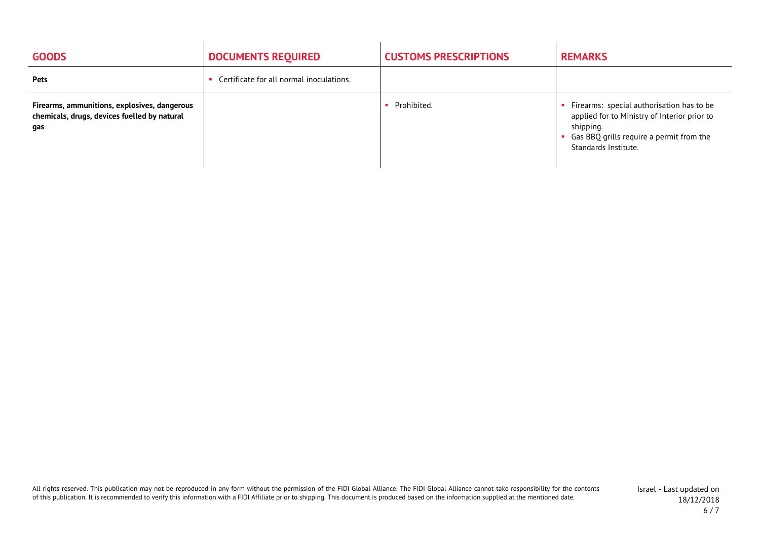| GOODS | DOCUMENTS REQUIRED | CUSTOMS PRESCRIPTIONS | REMARKS |
|---|---|---|---|
| **Pets** | • Certificate for all normal inoculations. | | |
| **Firearms, ammunitions, explosives, dangerous chemicals, drugs, devices fuelled by natural gas** | | • Prohibited. | • Firearms: special authorisation has to be applied for to Ministry of Interior prior to shipping.<br>• Gas BBQ grills require a permit from the Standards Institute. |

All rights reserved. This publication may not be reproduced in any form without the permission of the FIDI Global Alliance. The FIDI Global Alliance cannot take responsibility for the contents of this publication. It is recommended to verify this information with a FIDI Affiliate prior to shipping. This document is produced based on the information supplied at the mentioned date.

Israel - Last updated on 18/12/2018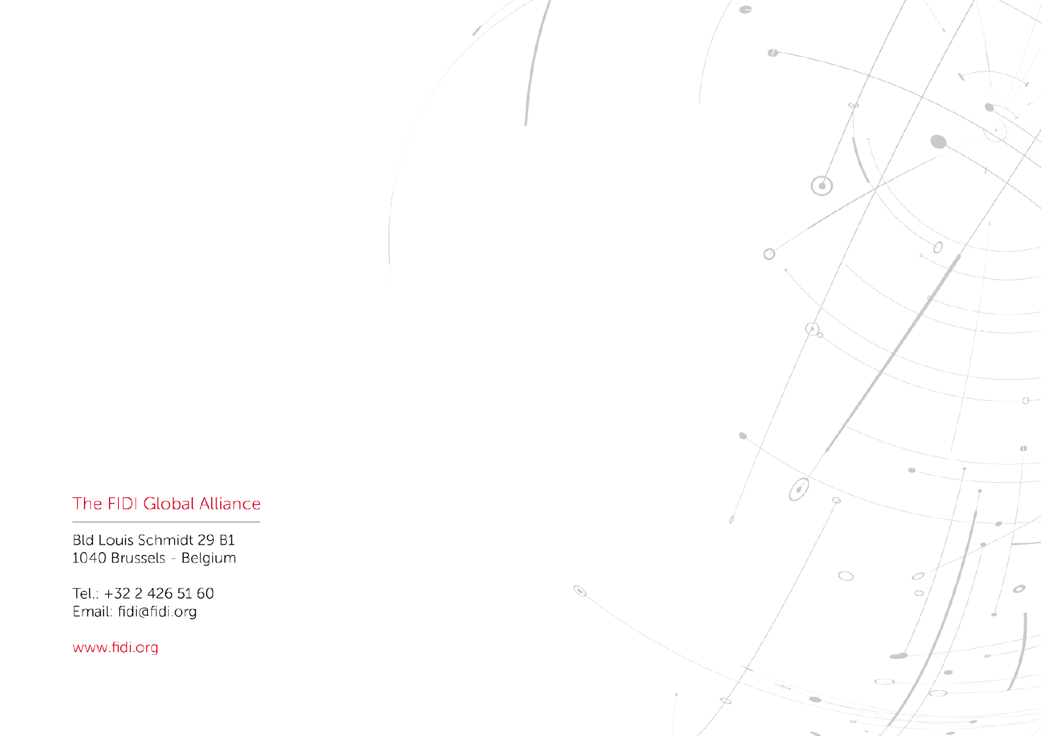The FIDI Global Alliance

Bld Louis Schmidt 29 B1
1040 Brussels - Belgium

Tel.: +32 2 426 51 60
Email: fidi@fidi.org

www.fidi.org